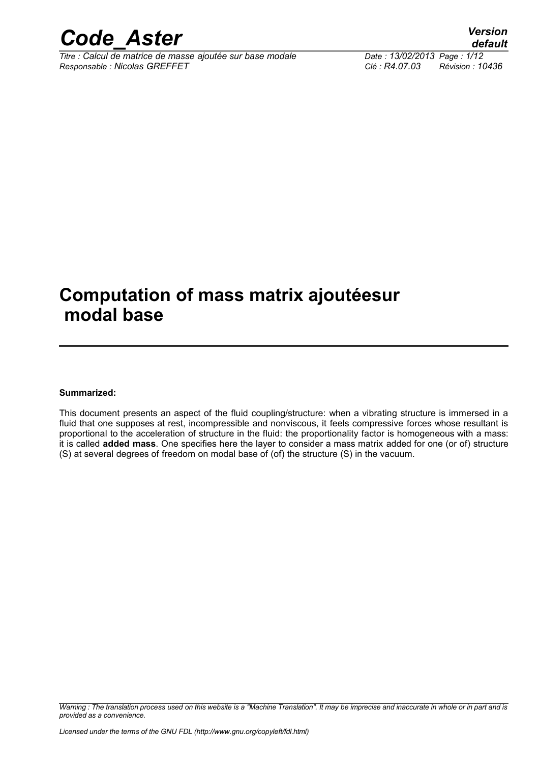# Computation of mass matrix ajoutéesur modal base

**Summarized:**

This document presents an aspect of the fluid coupling/structure: when a vibrating structure is immersed in a fluid that one supposes at rest, incompressible and nonviscous, it feels compressive forces whose resultant is proportional to the acceleration of structure in the fluid: the proportionality factor is homogeneous with a mass: it is called **added mass**. One specifies here the layer to consider a mass matrix added for one (or of) structure (S) at several degrees of freedom on modal base of (of) the structure (S) in the vacuum.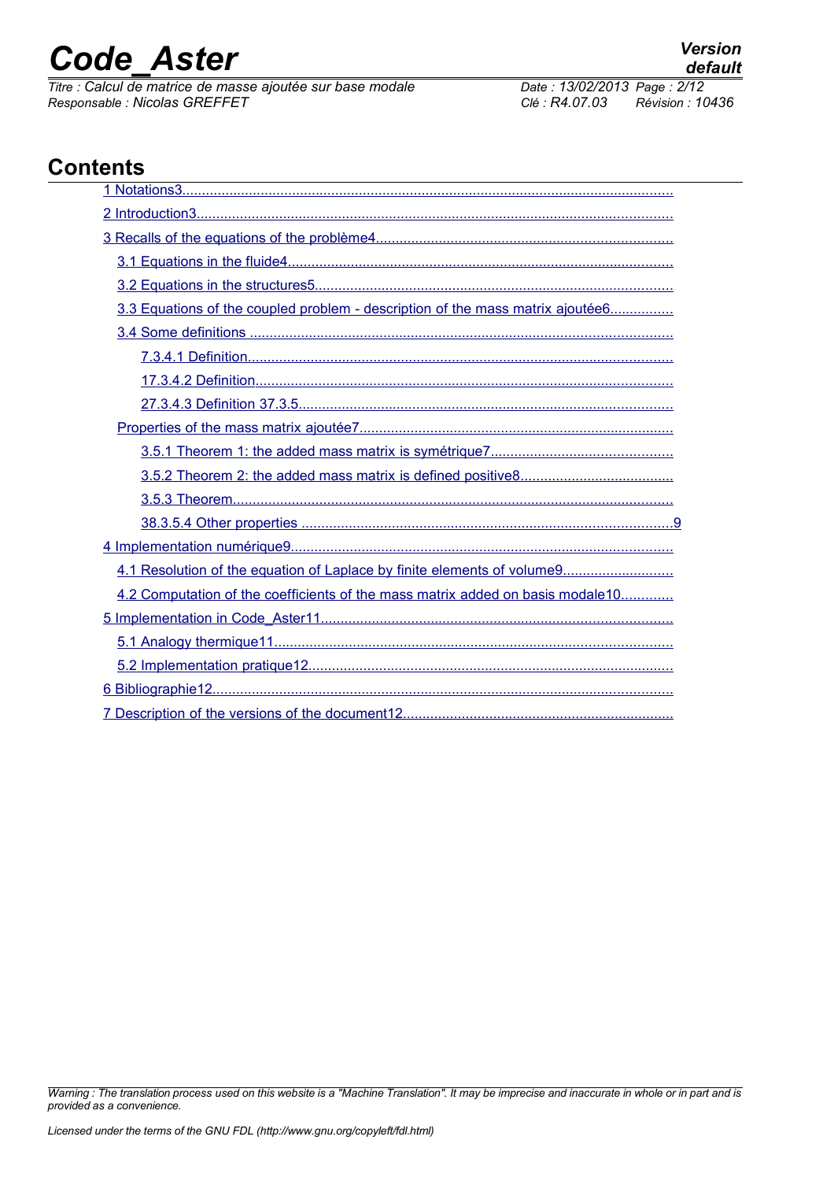# Contents

1 Notations3
2 Introduction3
3 Recalls of the equations of the problème4
 3.1 Equations in the fluide4
 3.2 Equations in the structures5
 3.3 Equations of the coupled problem - description of the mass matrix ajoutée6
 3.4 Some definitions
  7.3.4.1 Definition
  17.3.4.2 Definition
  27.3.4.3 Definition 37.3.5
 Properties of the mass matrix ajoutée7
  3.5.1 Theorem 1: the added mass matrix is symétrique7
  3.5.2 Theorem 2: the added mass matrix is defined positive8
  3.5.3 Theorem
  38.3.5.4 Other properties 9
4 Implementation numérique9
 4.1 Resolution of the equation of Laplace by finite elements of volume9
 4.2 Computation of the coefficients of the mass matrix added on basis modale10
5 Implementation in Code_Aster11
 5.1 Analogy thermique11
 5.2 Implementation pratique12
6 Bibliographie12
7 Description of the versions of the document12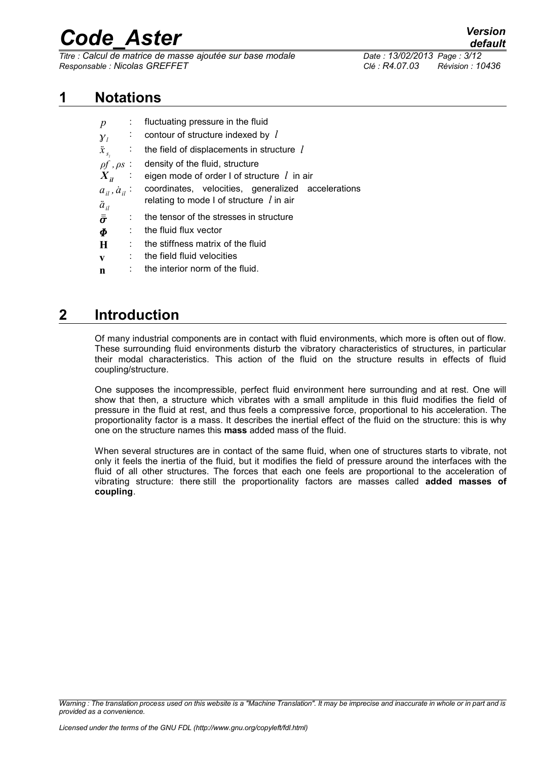# 1 Notations

| | | |
|---|---|---|
| $p$ | : | fluctuating pressure in the fluid |
| $\gamma_l$ | : | contour of structure indexed by $l$ |
| $\ddot{x}_{s_l}$ | : | the field of displacements in structure $l$ |
| $\rho f$ , $\rho s$ | : | density of the fluid, structure |
| $\boldsymbol{X}_{il}$ | : | eigen mode of order I of structure $l$ in air |
| $a_{il}$ , $\dot{a}_{il}$ $\ddot{a}_{il}$ | : | coordinates, velocities, generalized accelerations relating to mode I of structure $l$ in air |
| $\bar{\bar{\boldsymbol{\sigma}}}$ | : | the tensor of the stresses in structure |
| $\boldsymbol{\Phi}$ | : | the fluid flux vector |
| $\mathbf{H}$ | : | the stiffness matrix of the fluid |
| $\mathbf{v}$ | : | the field fluid velocities |
| $\mathbf{n}$ | : | the interior norm of the fluid. |

# 2 Introduction

Of many industrial components are in contact with fluid environments, which more is often out of flow. These surrounding fluid environments disturb the vibratory characteristics of structures, in particular their modal characteristics. This action of the fluid on the structure results in effects of fluid coupling/structure.

One supposes the incompressible, perfect fluid environment here surrounding and at rest. One will show that then, a structure which vibrates with a small amplitude in this fluid modifies the field of pressure in the fluid at rest, and thus feels a compressive force, proportional to his acceleration. The proportionality factor is a mass. It describes the inertial effect of the fluid on the structure: this is why one on the structure names this **mass** added mass of the fluid.

When several structures are in contact of the same fluid, when one of structures starts to vibrate, not only it feels the inertia of the fluid, but it modifies the field of pressure around the interfaces with the fluid of all other structures. The forces that each one feels are proportional to the acceleration of vibrating structure: there still the proportionality factors are masses called **added masses of coupling**.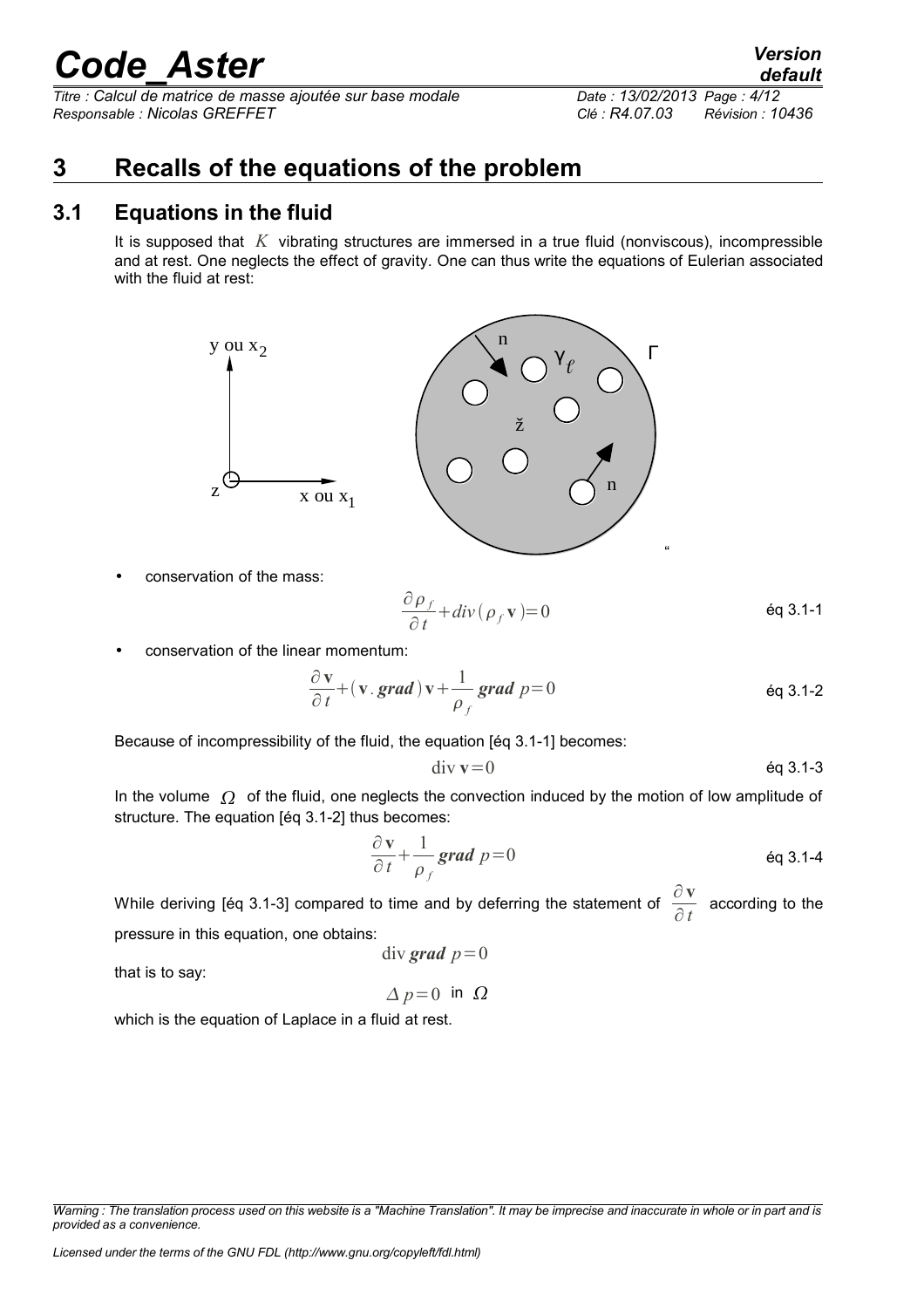# 3 Recalls of the equations of the problem

## 3.1 Equations in the fluid

It is supposed that $K$ vibrating structures are immersed in a true fluid (nonviscous), incompressible and at rest. One neglects the effect of gravity. One can thus write the equations of Eulerian associated with the fluid at rest:

- conservation of the mass:

$$\frac{\partial \rho_f}{\partial t} + div(\rho_f \mathbf{v}) = 0 \qquad \text{éq 3.1-1}$$

- conservation of the linear momentum:

$$\frac{\partial \mathbf{v}}{\partial t} + (\mathbf{v}.\,\boldsymbol{grad})\,\mathbf{v} + \frac{1}{\rho_f}\,\boldsymbol{grad}\ p = 0 \qquad \text{éq 3.1-2}$$

Because of incompressibility of the fluid, the equation [éq 3.1-1] becomes:

$$\mathrm{div}\ \mathbf{v} = 0 \qquad \text{éq 3.1-3}$$

In the volume $\Omega$ of the fluid, one neglects the convection induced by the motion of low amplitude of structure. The equation [éq 3.1-2] thus becomes:

$$\frac{\partial \mathbf{v}}{\partial t} + \frac{1}{\rho_f}\,\boldsymbol{grad}\ p = 0 \qquad \text{éq 3.1-4}$$

While deriving [éq 3.1-3] compared to time and by deferring the statement of $\frac{\partial \mathbf{v}}{\partial t}$ according to the pressure in this equation, one obtains:

$$\mathrm{div}\,\boldsymbol{grad}\ p = 0$$

that is to say:

$$\Delta p = 0 \ \text{ in } \ \Omega$$

which is the equation of Laplace in a fluid at rest.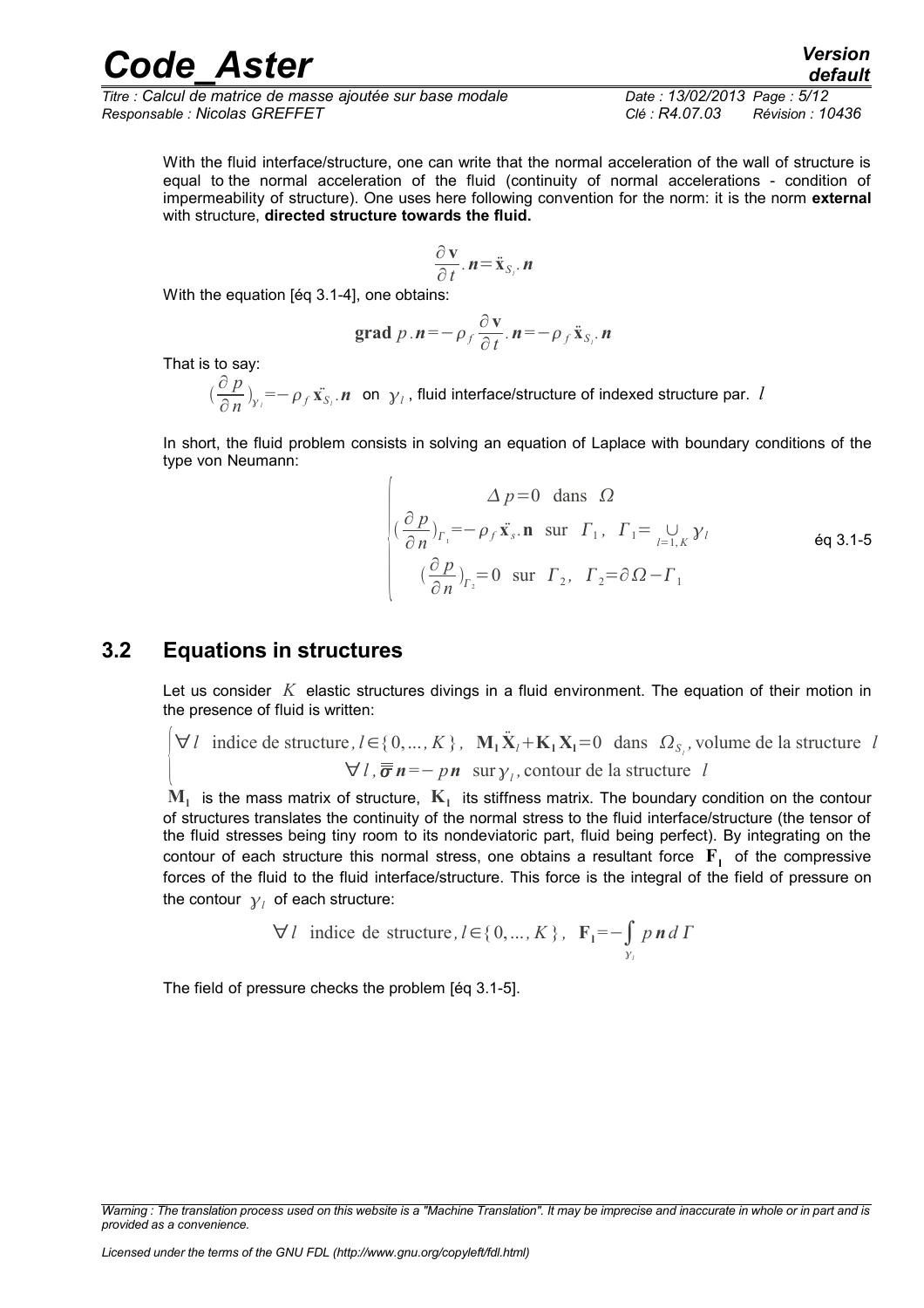With the fluid interface/structure, one can write that the normal acceleration of the wall of structure is equal to the normal acceleration of the fluid (continuity of normal accelerations - condition of impermeability of structure). One uses here following convention for the norm: it is the norm **external** with structure, **directed structure towards the fluid.**

$$\frac{\partial \mathbf{v}}{\partial t}.\boldsymbol{n}=\ddot{\mathbf{x}}_{S_l}.\boldsymbol{n}$$

With the equation [éq 3.1-4], one obtains:

$$\mathbf{grad}\ p.\boldsymbol{n}=-\rho_f\frac{\partial \mathbf{v}}{\partial t}.\boldsymbol{n}=-\rho_f\ddot{\mathbf{x}}_{S_l}.\boldsymbol{n}$$

That is to say:

$(\frac{\partial p}{\partial n})_{\gamma_l}=-\rho_f\ddot{\mathbf{x}}_{S_l}.\boldsymbol{n}$ on $\gamma_l$, fluid interface/structure of indexed structure par. $l$

In short, the fluid problem consists in solving an equation of Laplace with boundary conditions of the type von Neumann:

$$\begin{cases} \Delta p=0 \quad \text{dans} \quad \Omega \\ (\frac{\partial p}{\partial n})_{\Gamma_1}=-\rho_f\ddot{\mathbf{x}}_s.\mathbf{n} \quad \text{sur} \quad \Gamma_1,\ \Gamma_1=\bigcup_{l=1,K}\gamma_l \\ (\frac{\partial p}{\partial n})_{\Gamma_2}=0 \quad \text{sur} \quad \Gamma_2,\ \Gamma_2=\partial\Omega-\Gamma_1 \end{cases} \qquad \text{éq 3.1-5}$$

## 3.2 Equations in structures

Let us consider $K$ elastic structures divings in a fluid environment. The equation of their motion in the presence of fluid is written:

$$\begin{cases} \forall l \ \text{ indice de structure},\ l\in\{0,...,K\},\ \ \mathbf{M_l}\ddot{\mathbf{X}}_l+\mathbf{K_l}\mathbf{X_l}=0 \ \text{ dans } \ \Omega_{S_l}, \text{volume de la structure } \ l \\ \forall l,\ \overline{\overline{\sigma}}\,\boldsymbol{n}=-p\boldsymbol{n} \ \text{ sur}\ \gamma_l, \text{contour de la structure } \ l \end{cases}$$

$\mathbf{M_l}$ is the mass matrix of structure, $\mathbf{K_l}$ its stiffness matrix. The boundary condition on the contour of structures translates the continuity of the normal stress to the fluid interface/structure (the tensor of the fluid stresses being tiny room to its nondeviatoric part, fluid being perfect). By integrating on the contour of each structure this normal stress, one obtains a resultant force $\mathbf{F_l}$ of the compressive forces of the fluid to the fluid interface/structure. This force is the integral of the field of pressure on the contour $\gamma_l$ of each structure:

$$\forall l \ \text{ indice de structure},\ l\in\{0,...,K\},\ \ \mathbf{F_l}=-\int_{\gamma_l} p\,\boldsymbol{n}\,d\Gamma$$

The field of pressure checks the problem [éq 3.1-5].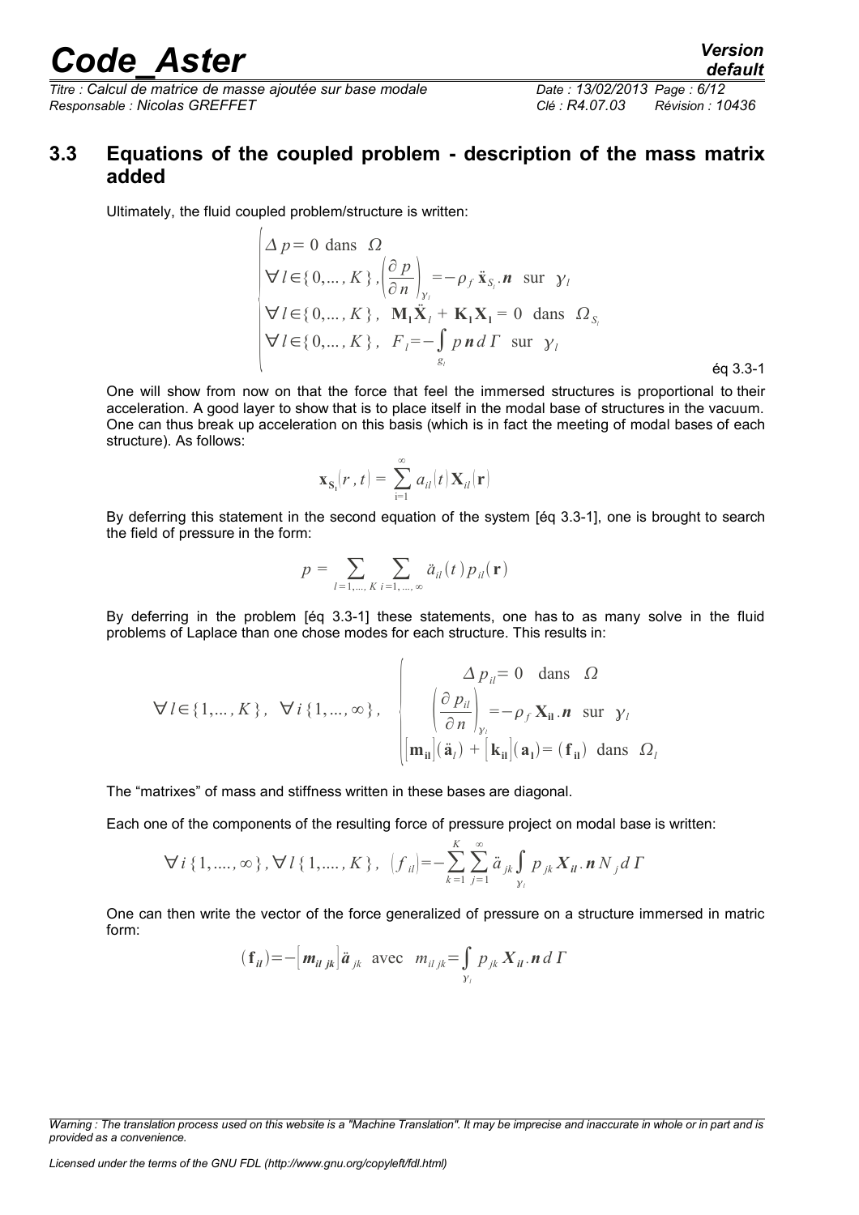## 3.3 Equations of the coupled problem - description of the mass matrix added

Ultimately, the fluid coupled problem/structure is written:

$$
\begin{cases}
\Delta p = 0 \text{ dans } \Omega \\
\forall l \in \{0,\dots,K\}, \left(\dfrac{\partial p}{\partial n}\right)_{\gamma_l} = -\rho_f \ddot{\mathbf{x}}_{S_l} . \boldsymbol{n} \text{ sur } \gamma_l \\
\forall l \in \{0,\dots,K\}, \ \mathbf{M}_\mathbf{l} \ddot{\mathbf{X}}_l + \mathbf{K}_\mathbf{l} \mathbf{X}_\mathbf{l} = 0 \text{ dans } \Omega_{S_l} \\
\forall l \in \{0,\dots,K\}, \ F_l = -\displaystyle\int_{g_l} p\, \boldsymbol{n}\, d\Gamma \text{ sur } \gamma_l
\end{cases}
\qquad \text{éq 3.3-1}
$$

One will show from now on that the force that feel the immersed structures is proportional to their acceleration. A good layer to show that is to place itself in the modal base of structures in the vacuum. One can thus break up acceleration on this basis (which is in fact the meeting of modal bases of each structure). As follows:

$$
\mathbf{x}_{\mathbf{S}_\mathbf{l}}(r,t) = \sum_{i=1}^{\infty} a_{il}(t) \mathbf{X}_{il}(\mathbf{r})
$$

By deferring this statement in the second equation of the system [éq 3.3-1], one is brought to search the field of pressure in the form:

$$
p = \sum_{l=1,\dots,K} \sum_{i=1,\dots,\infty} \ddot{a}_{il}(t)\, p_{il}(\mathbf{r})
$$

By deferring in the problem [éq 3.3-1] these statements, one has to as many solve in the fluid problems of Laplace than one chose modes for each structure. This results in:

$$
\forall l \in \{1,\dots,K\}, \ \forall i \{1,\dots,\infty\}, \quad
\begin{cases}
\Delta p_{il} = 0 \quad \text{dans} \quad \Omega \\
\left(\dfrac{\partial p_{il}}{\partial n}\right)_{\gamma_l} = -\rho_f \mathbf{X}_{\mathbf{il}} . \boldsymbol{n} \text{ sur } \gamma_l \\
\left[\mathbf{m}_{\mathbf{il}}\right](\ddot{\mathbf{a}}_l) + \left[\mathbf{k}_{\mathbf{il}}\right](\mathbf{a}_\mathbf{l}) = (\mathbf{f}_{\mathbf{il}}) \text{ dans } \Omega_l
\end{cases}
$$

The "matrixes" of mass and stiffness written in these bases are diagonal.

Each one of the components of the resulting force of pressure project on modal base is written:

$$
\forall i \{1,\dots,\infty\}, \forall l \{1,\dots,K\}, \ (f_{il}) = -\sum_{k=1}^{K} \sum_{j=1}^{\infty} \ddot{a}_{jk} \int_{\gamma_l} p_{jk} \boldsymbol{X}_{il} . \boldsymbol{n} N_j \, d\Gamma
$$

One can then write the vector of the force generalized of pressure on a structure immersed in matric form:

$$
(\mathbf{f}_{il}) = -\left[\boldsymbol{m}_{il\ jk}\right] \ddot{\boldsymbol{a}}_{jk} \ \text{avec} \ m_{il\ jk} = \int_{\gamma_l} p_{jk} \boldsymbol{X}_{il} . \boldsymbol{n}\, d\Gamma
$$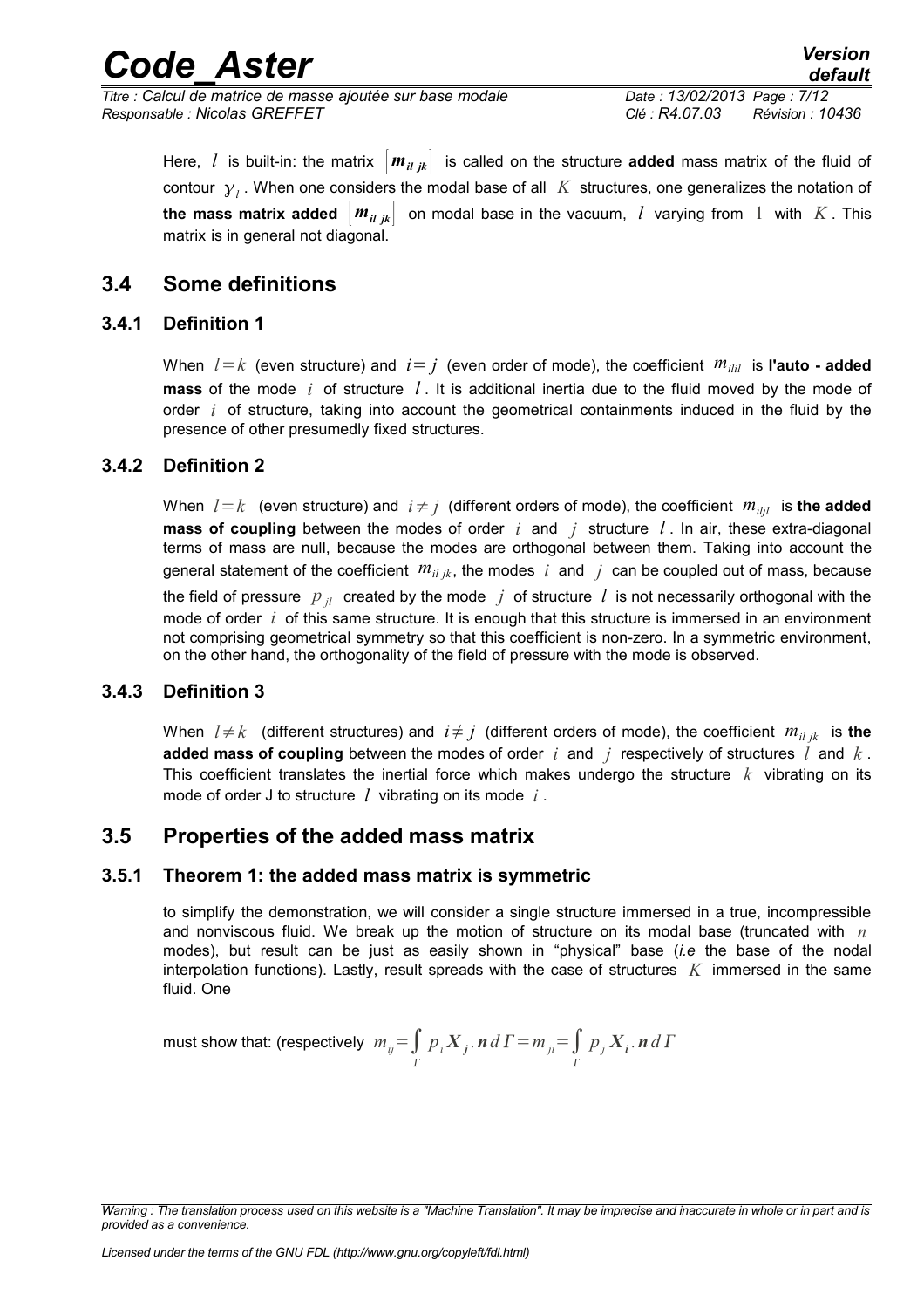Here, $l$ is built-in: the matrix $\left[ \boldsymbol{m}_{il\ jk} \right]$ is called on the structure **added** mass matrix of the fluid of contour $\gamma_l$. When one considers the modal base of all $K$ structures, one generalizes the notation of **the mass matrix added** $\left[ \boldsymbol{m}_{il\ jk} \right]$ on modal base in the vacuum, $l$ varying from $1$ with $K$. This matrix is in general not diagonal.

## 3.4 Some definitions

### 3.4.1 Definition 1

When $l=k$ (even structure) and $i=j$ (even order of mode), the coefficient $m_{ilil}$ is **l'auto - added mass** of the mode $i$ of structure $l$. It is additional inertia due to the fluid moved by the mode of order $i$ of structure, taking into account the geometrical containments induced in the fluid by the presence of other presumedly fixed structures.

### 3.4.2 Definition 2

When $l=k$ (even structure) and $i \neq j$ (different orders of mode), the coefficient $m_{iljl}$ is **the added mass of coupling** between the modes of order $i$ and $j$ structure $l$. In air, these extra-diagonal terms of mass are null, because the modes are orthogonal between them. Taking into account the general statement of the coefficient $m_{il\ jk}$, the modes $i$ and $j$ can be coupled out of mass, because the field of pressure $p_{jl}$ created by the mode $j$ of structure $l$ is not necessarily orthogonal with the mode of order $i$ of this same structure. It is enough that this structure is immersed in an environment not comprising geometrical symmetry so that this coefficient is non-zero. In a symmetric environment, on the other hand, the orthogonality of the field of pressure with the mode is observed.

### 3.4.3 Definition 3

When $l \neq k$ (different structures) and $i \neq j$ (different orders of mode), the coefficient $m_{il\ jk}$ is **the added mass of coupling** between the modes of order $i$ and $j$ respectively of structures $l$ and $k$. This coefficient translates the inertial force which makes undergo the structure $k$ vibrating on its mode of order J to structure $l$ vibrating on its mode $i$.

## 3.5 Properties of the added mass matrix

### 3.5.1 Theorem 1: the added mass matrix is symmetric

to simplify the demonstration, we will consider a single structure immersed in a true, incompressible and nonviscous fluid. We break up the motion of structure on its modal base (truncated with $n$ modes), but result can be just as easily shown in "physical" base (*i.e* the base of the nodal interpolation functions). Lastly, result spreads with the case of structures $K$ immersed in the same fluid. One

must show that: (respectively $m_{ij}=\int_{\Gamma} p_i \boldsymbol{X}_{\boldsymbol{j}} . \boldsymbol{n}\, d\Gamma = m_{ji} = \int_{\Gamma} p_j \boldsymbol{X}_{\boldsymbol{i}} . \boldsymbol{n}\, d\Gamma$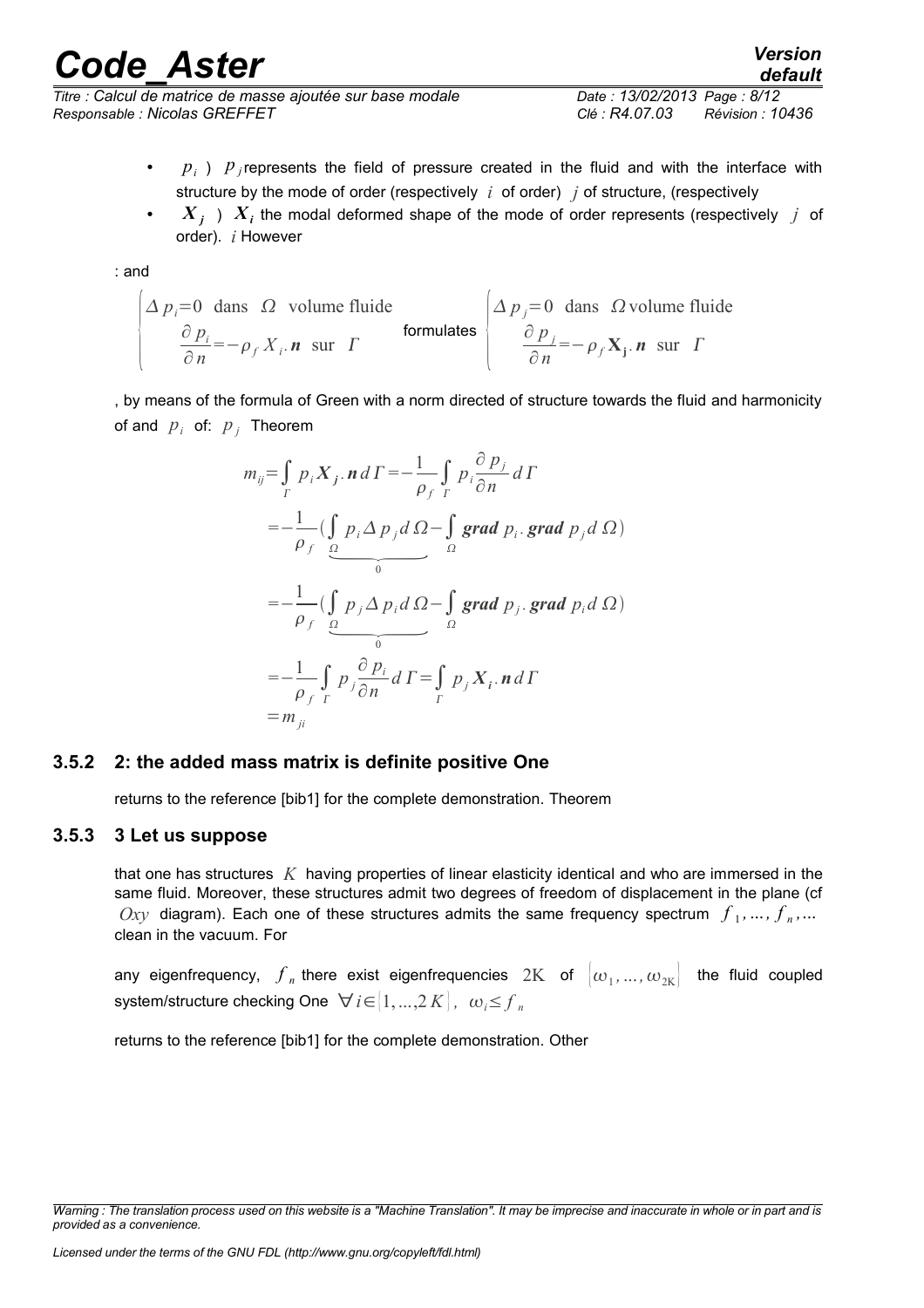- $p_i$ ) $p_j$ represents the field of pressure created in the fluid and with the interface with structure by the mode of order (respectively $i$ of order) $j$ of structure, (respectively
- $\boldsymbol{X_j}$ ) $\boldsymbol{X_i}$ the modal deformed shape of the mode of order represents (respectively $j$ of order). $i$ However

: and

$$\begin{cases} \Delta p_i = 0 \ \text{ dans } \ \Omega \ \text{ volume fluide} \\ \dfrac{\partial p_i}{\partial n} = -\rho_f X_i . \boldsymbol{n} \ \text{ sur } \ \Gamma \end{cases} \quad \text{formulates} \quad \begin{cases} \Delta p_j = 0 \ \text{ dans } \ \Omega \, \text{volume fluide} \\ \dfrac{\partial p_j}{\partial n} = -\rho_f \mathbf{X_j} . \boldsymbol{n} \ \text{ sur } \ \Gamma \end{cases}$$

, by means of the formula of Green with a norm directed of structure towards the fluid and harmonicity of and $p_i$ of: $p_j$ Theorem

$$\begin{aligned} m_{ij} &= \int_\Gamma p_i \boldsymbol{X_j} . \boldsymbol{n} \, d\Gamma = -\frac{1}{\rho_f} \int_\Gamma p_i \frac{\partial p_j}{\partial n} d\Gamma \\ &= -\frac{1}{\rho_f} \big( \underbrace{\int_\Omega p_i \Delta p_j d\Omega}_{0} - \int_\Omega \boldsymbol{grad}\, p_i . \boldsymbol{grad}\, p_j d\Omega \big) \\ &= -\frac{1}{\rho_f} \big( \underbrace{\int_\Omega p_j \Delta p_i d\Omega}_{0} - \int_\Omega \boldsymbol{grad}\, p_j . \boldsymbol{grad}\, p_i d\Omega \big) \\ &= -\frac{1}{\rho_f} \int_\Gamma p_j \frac{\partial p_i}{\partial n} d\Gamma = \int_\Gamma p_j \boldsymbol{X_i} . \boldsymbol{n} \, d\Gamma \\ &= m_{ji} \end{aligned}$$

### 3.5.2 2: the added mass matrix is definite positive One

returns to the reference [bib1] for the complete demonstration. Theorem

### 3.5.3 3 Let us suppose

that one has structures $K$ having properties of linear elasticity identical and who are immersed in the same fluid. Moreover, these structures admit two degrees of freedom of displacement in the plane (cf $Oxy$ diagram). Each one of these structures admits the same frequency spectrum $f_1, \ldots, f_n, \ldots$ clean in the vacuum. For

any eigenfrequency, $f_n$ there exist eigenfrequencies $2\mathrm{K}$ of $[\omega_1, \ldots, \omega_{2\mathrm{K}}]$ the fluid coupled system/structure checking One $\forall i \in [1, \ldots, 2K],\ \omega_i \leq f_n$

returns to the reference [bib1] for the complete demonstration. Other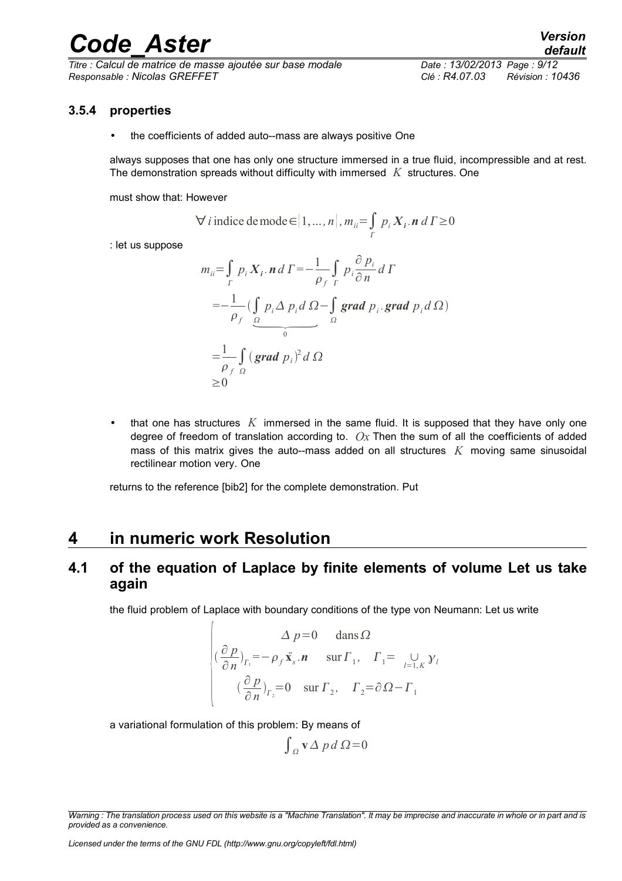### 3.5.4 properties

- the coefficients of added auto--mass are always positive One

always supposes that one has only one structure immersed in a true fluid, incompressible and at rest. The demonstration spreads without difficulty with immersed $K$ structures. One

must show that: However

$$\forall i \,\text{indice de mode} \in |1, \dots, n|, m_{ii} = \int_{\Gamma} p_i \boldsymbol{X_i} . \boldsymbol{n} \, d\Gamma \geq 0$$

: let us suppose

$$\begin{aligned}
m_{ii} &= \int_{\Gamma} p_i \boldsymbol{X_i} . \boldsymbol{n} \, d\Gamma = -\frac{1}{\rho_f} \int_{\Gamma} p_i \frac{\partial p_i}{\partial n} d\Gamma \\
&= -\frac{1}{\rho_f} ( \underbrace{\int_{\Omega} p_i \Delta p_i d\Omega}_{0} - \int_{\Omega} \boldsymbol{grad} \, p_i . \boldsymbol{grad} \, p_i d\Omega ) \\
&= \frac{1}{\rho_f} \int_{\Omega} (\boldsymbol{grad} \, p_i)^2 d\Omega \\
&\geq 0
\end{aligned}$$

- that one has structures $K$ immersed in the same fluid. It is supposed that they have only one degree of freedom of translation according to. $Ox$ Then the sum of all the coefficients of added mass of this matrix gives the auto--mass added on all structures $K$ moving same sinusoidal rectilinear motion very. One

returns to the reference [bib2] for the complete demonstration. Put

# 4 in numeric work Resolution

## 4.1 of the equation of Laplace by finite elements of volume Let us take again

the fluid problem of Laplace with boundary conditions of the type von Neumann: Let us write

$$\begin{cases}
\Delta p = 0 \quad \text{dans}\, \Omega \\
(\frac{\partial p}{\partial n})_{\Gamma_1} = -\rho_f \ddot{\mathbf{x}}_s . \boldsymbol{n} \quad \text{sur}\, \Gamma_1, \quad \Gamma_1 = \bigcup_{l=1,K} \gamma_l \\
(\frac{\partial p}{\partial n})_{\Gamma_2} = 0 \quad \text{sur}\, \Gamma_2, \quad \Gamma_2 = \partial\Omega - \Gamma_1
\end{cases}$$

a variational formulation of this problem: By means of

$$\int_{\Omega} \mathbf{v} \Delta p \, d\Omega = 0$$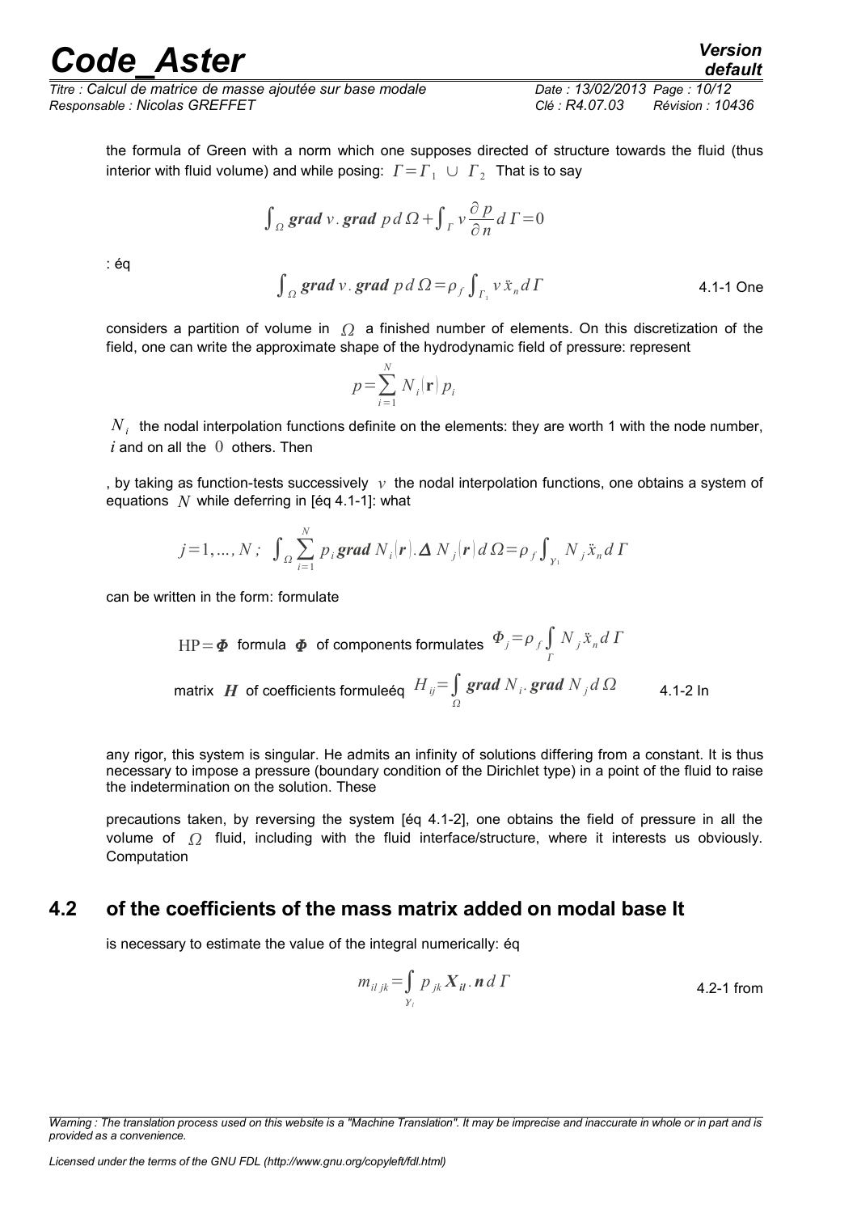the formula of Green with a norm which one supposes directed of structure towards the fluid (thus interior with fluid volume) and while posing: $\Gamma = \Gamma_1 \cup \Gamma_2$ That is to say

$$\int_\Omega \textbf{grad}\, v \,.\, \textbf{grad}\, p\, d\Omega + \int_\Gamma v \frac{\partial p}{\partial n} d\Gamma = 0$$

: éq

$$\int_\Omega \textbf{grad}\, v \,.\, \textbf{grad}\, p\, d\Omega = \rho_f \int_{\Gamma_1} v\, \ddot{x}_n\, d\Gamma \qquad \text{4.1-1}$$

One considers a partition of volume in $\Omega$ a finished number of elements. On this discretization of the field, one can write the approximate shape of the hydrodynamic field of pressure: represent

$$p = \sum_{i=1}^{N} N_i(\mathbf{r})\, p_i$$

$N_i$ the nodal interpolation functions definite on the elements: they are worth 1 with the node number, $i$ and on all the $0$ others. Then

, by taking as function-tests successively $v$ the nodal interpolation functions, one obtains a system of equations $N$ while deferring in [éq 4.1-1]: what

$$j = 1, \ldots, N\,;\ \int_\Omega \sum_{i=1}^{N} p_i\, \textbf{grad}\, N_i(\boldsymbol{r}) . \boldsymbol{\Delta}\, N_j(\boldsymbol{r})\, d\Omega = \rho_f \int_{\gamma_1} N_j\, \ddot{x}_n\, d\Gamma$$

can be written in the form: formulate

$\mathrm{HP} = \boldsymbol{\Phi}$ formula $\boldsymbol{\Phi}$ of components formulates $\Phi_j = \rho_f \int_\Gamma N_j\, \ddot{x}_n\, d\Gamma$

matrix $\boldsymbol{H}$ of coefficients formuleéq $H_{ij} = \int_\Omega \textbf{grad}\, N_i . \textbf{grad}\, N_j\, d\Omega$ 4.1-2

In any rigor, this system is singular. He admits an infinity of solutions differing from a constant. It is thus necessary to impose a pressure (boundary condition of the Dirichlet type) in a point of the fluid to raise the indetermination on the solution. These

precautions taken, by reversing the system [éq 4.1-2], one obtains the field of pressure in all the volume of $\Omega$ fluid, including with the fluid interface/structure, where it interests us obviously. Computation

## 4.2 of the coefficients of the mass matrix added on modal base It

is necessary to estimate the value of the integral numerically: éq

$$m_{il\,jk} = \int_{\gamma_i} p_{jk}\, \boldsymbol{X}_{il} . \boldsymbol{n}\, d\Gamma \qquad \text{4.2-1}$$

from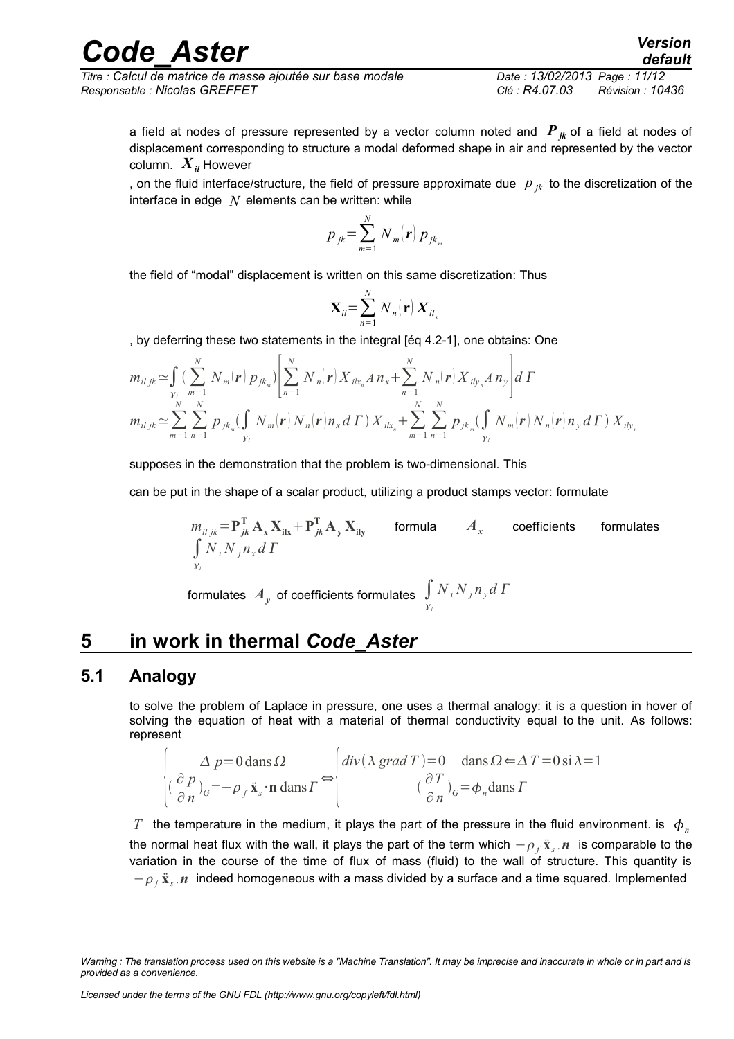a field at nodes of pressure represented by a vector column noted and $\boldsymbol{P}_{jk}$ of a field at nodes of displacement corresponding to structure a modal deformed shape in air and represented by the vector column. $\boldsymbol{X}_{il}$ However

, on the fluid interface/structure, the field of pressure approximate due $p_{jk}$ to the discretization of the interface in edge $N$ elements can be written: while

$$p_{jk}=\sum_{m=1}^{N} N_m(\boldsymbol{r})\, p_{jk_m}$$

the field of "modal" displacement is written on this same discretization: Thus

$$\mathbf{X}_{il}=\sum_{n=1}^{N} N_n(\mathbf{r})\, \boldsymbol{X}_{il_n}$$

, by deferring these two statements in the integral [éq 4.2-1], one obtains: One

$$m_{il\,jk} \simeq \int_{\gamma_l} \left(\sum_{m=1}^{N} N_m(\boldsymbol{r})\, p_{jk_m}\right) \left[\sum_{n=1}^{N} N_n(\boldsymbol{r}) X_{ilx_n} A\, n_x + \sum_{n=1}^{N} N_n(\boldsymbol{r}) X_{ily_n} A\, n_y\right] d\Gamma$$

$$m_{il\,jk} \simeq \sum_{m=1}^{N}\sum_{n=1}^{N} p_{jk_m} \left(\int_{\gamma_l} N_m(\boldsymbol{r}) N_n(\boldsymbol{r}) n_x\, d\Gamma\right) X_{ilx_n} + \sum_{m=1}^{N}\sum_{n=1}^{N} p_{jk_m} \left(\int_{\gamma_l} N_m(\boldsymbol{r}) N_n(\boldsymbol{r}) n_y\, d\Gamma\right) X_{ily_n}$$

supposes in the demonstration that the problem is two-dimensional. This

can be put in the shape of a scalar product, utilizing a product stamps vector: formulate

$m_{il\,jk}=\mathbf{P}_{jk}^{\mathbf{T}}\mathbf{A}_{\mathbf{x}}\mathbf{X}_{\mathbf{ilx}}+\mathbf{P}_{jk}^{\mathbf{T}}\mathbf{A}_{\mathbf{y}}\mathbf{X}_{\mathbf{ily}}$ formula $\boldsymbol{A}_x$ coefficients formulates $\int_{\gamma_l} N_i N_j n_x\, d\Gamma$

formulates $\boldsymbol{A}_y$ of coefficients formulates $\int_{\gamma_l} N_i N_j n_y\, d\Gamma$

# 5 in work in thermal *Code_Aster*

## 5.1 Analogy

to solve the problem of Laplace in pressure, one uses a thermal analogy: it is a question in hover of solving the equation of heat with a material of thermal conductivity equal to the unit. As follows: represent

$$\begin{cases} \Delta\, p=0 \,\text{dans}\, \Omega \\ \left(\dfrac{\partial p}{\partial n}\right)_G=-\rho_f\, \ddot{\mathbf{x}}_s \cdot \mathbf{n} \,\text{dans}\, \Gamma \end{cases} \Leftrightarrow \begin{cases} div(\lambda\, grad\, T)=0 \quad \text{dans}\, \Omega \Leftarrow \Delta T=0 \,\text{si}\, \lambda=1 \\ \left(\dfrac{\partial T}{\partial n}\right)_G=\phi_n \text{dans}\, \Gamma \end{cases}$$

$T$ the temperature in the medium, it plays the part of the pressure in the fluid environment. is $\phi_n$ the normal heat flux with the wall, it plays the part of the term which $-\rho_f \ddot{\mathbf{x}}_s . \boldsymbol{n}$ is comparable to the variation in the course of the time of flux of mass (fluid) to the wall of structure. This quantity is $-\rho_f \ddot{\mathbf{x}}_s . \boldsymbol{n}$ indeed homogeneous with a mass divided by a surface and a time squared. Implemented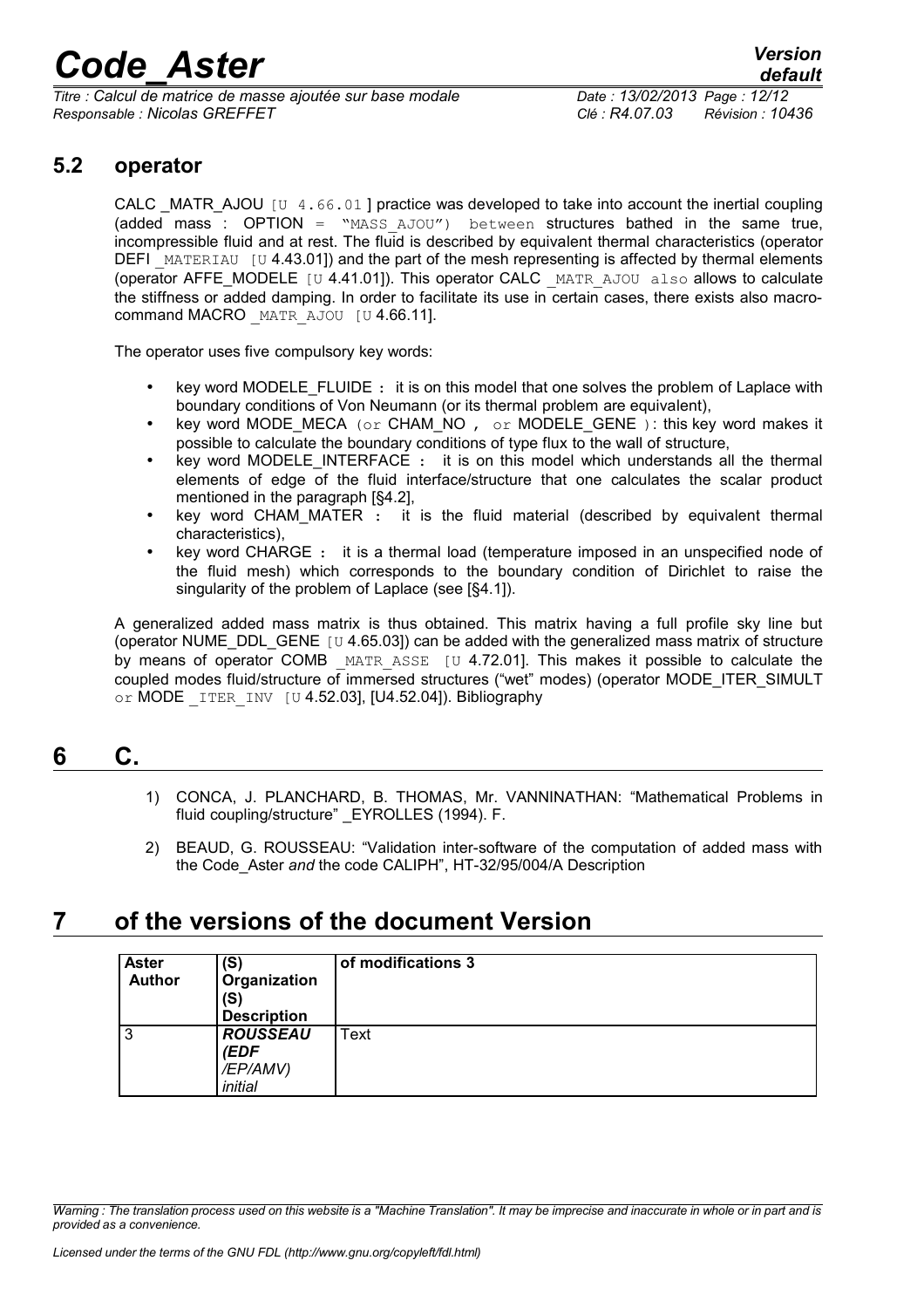## 5.2 operator

CALC _MATR_AJOU [U 4.66.01 ] practice was developed to take into account the inertial coupling (added mass : OPTION = "MASS_AJOU") between structures bathed in the same true, incompressible fluid and at rest. The fluid is described by equivalent thermal characteristics (operator DEFI _MATERIAU [U 4.43.01]) and the part of the mesh representing is affected by thermal elements (operator AFFE_MODELE [U 4.41.01]). This operator CALC _MATR_AJOU also allows to calculate the stiffness or added damping. In order to facilitate its use in certain cases, there exists also macro-command MACRO _MATR_AJOU [U 4.66.11].

The operator uses five compulsory key words:

- key word MODELE_FLUIDE : it is on this model that one solves the problem of Laplace with boundary conditions of Von Neumann (or its thermal problem are equivalent),
- key word MODE_MECA (or CHAM_NO , or MODELE_GENE ): this key word makes it possible to calculate the boundary conditions of type flux to the wall of structure,
- key word MODELE_INTERFACE : it is on this model which understands all the thermal elements of edge of the fluid interface/structure that one calculates the scalar product mentioned in the paragraph [§4.2],
- key word CHAM_MATER : it is the fluid material (described by equivalent thermal characteristics),
- key word CHARGE : it is a thermal load (temperature imposed in an unspecified node of the fluid mesh) which corresponds to the boundary condition of Dirichlet to raise the singularity of the problem of Laplace (see [§4.1]).

A generalized added mass matrix is thus obtained. This matrix having a full profile sky line but (operator NUME_DDL_GENE [U 4.65.03]) can be added with the generalized mass matrix of structure by means of operator COMB _MATR_ASSE [U 4.72.01]. This makes it possible to calculate the coupled modes fluid/structure of immersed structures ("wet" modes) (operator MODE_ITER_SIMULT or MODE _ITER_INV [U 4.52.03], [U4.52.04]). Bibliography

# 6 C.

1) CONCA, J. PLANCHARD, B. THOMAS, Mr. VANNINATHAN: "Mathematical Problems in fluid coupling/structure" _EYROLLES (1994). F.

2) BEAUD, G. ROUSSEAU: "Validation inter-software of the computation of added mass with the Code_Aster *and* the code CALIPH", HT-32/95/004/A Description

# 7 of the versions of the document Version

| Aster Author | (S) Organization (S) Description | of modifications 3 |
|---|---|---|
| 3 | ***ROUSSEAU (EDF /EP/AMV)*** *initial* | Text |